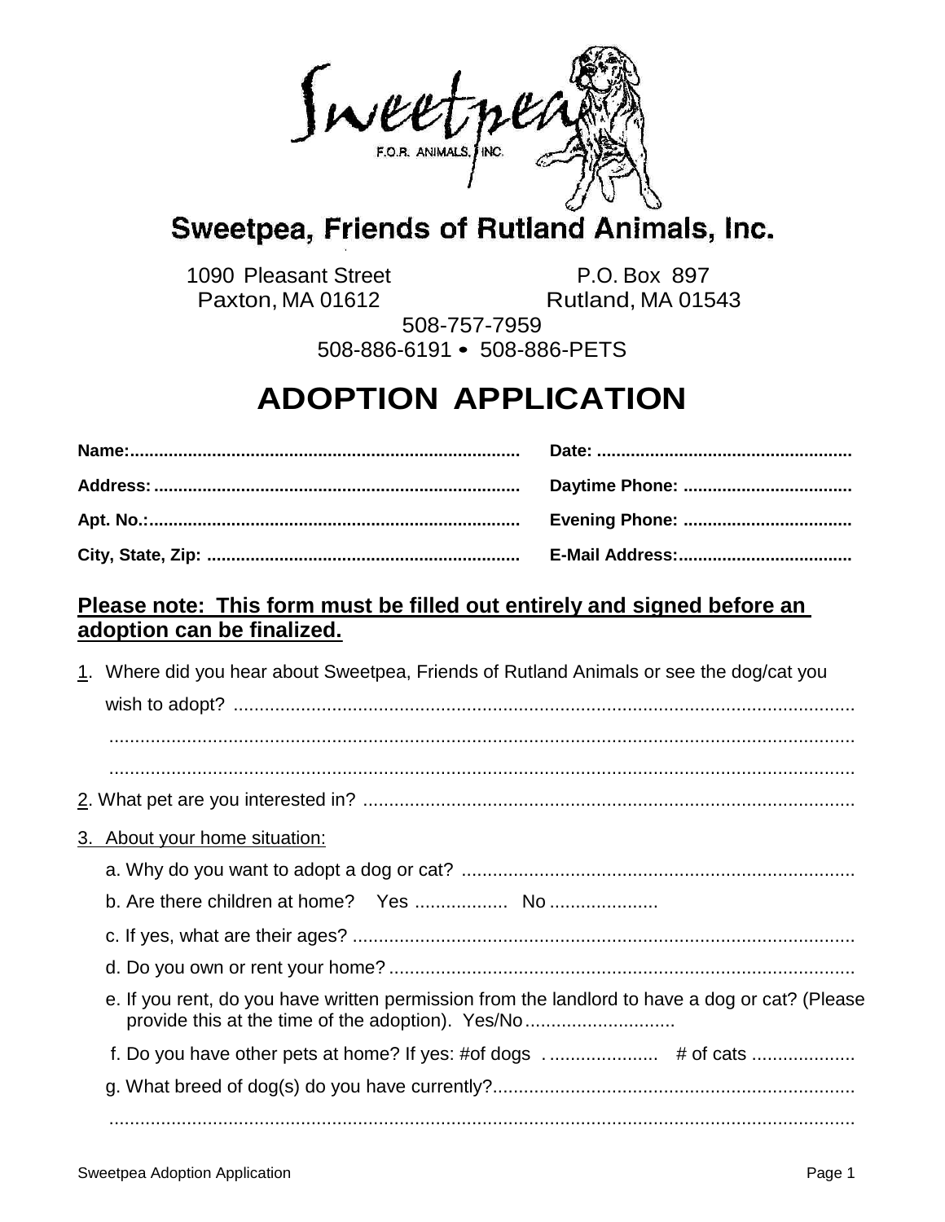# Sweetpea, Friends of Rutland Animals, Inc.

1090 Pleasant Street
Paxton, MA 01612

P.O. Box 897
Rutland, MA 01543

508-757-7959
508-886-6191 • 508-886-PETS

# ADOPTION APPLICATION

**Name:**................................................................................ **Date:** ....................................................

**Address:**........................................................................... **Daytime Phone:** ..................................

**Apt. No.:**............................................................................ **Evening Phone:** ..................................

**City, State, Zip:** ................................................................ **E-Mail Address:**....................................

**<u>Please note: This form must be filled out entirely and signed before an adoption can be finalized.</u>**

1. Where did you hear about Sweetpea, Friends of Rutland Animals or see the dog/cat you wish to adopt? ........................................................................................................................
..................................................................................................................................................
..................................................................................................................................................

2. What pet are you interested in? ..............................................................................................

3. <u>About your home situation:</u>

   a. Why do you want to adopt a dog or cat? ...........................................................................

   b. Are there children at home? Yes .................. No .....................

   c. If yes, what are their ages? ................................................................................................

   d. Do you own or rent your home? .........................................................................................

   e. If you rent, do you have written permission from the landlord to have a dog or cat? (Please provide this at the time of the adoption). Yes/No.............................

   f. Do you have other pets at home? If yes: #of dogs ...................... # of cats ....................

   g. What breed of dog(s) do you have currently?.....................................................................
   ..................................................................................................................................................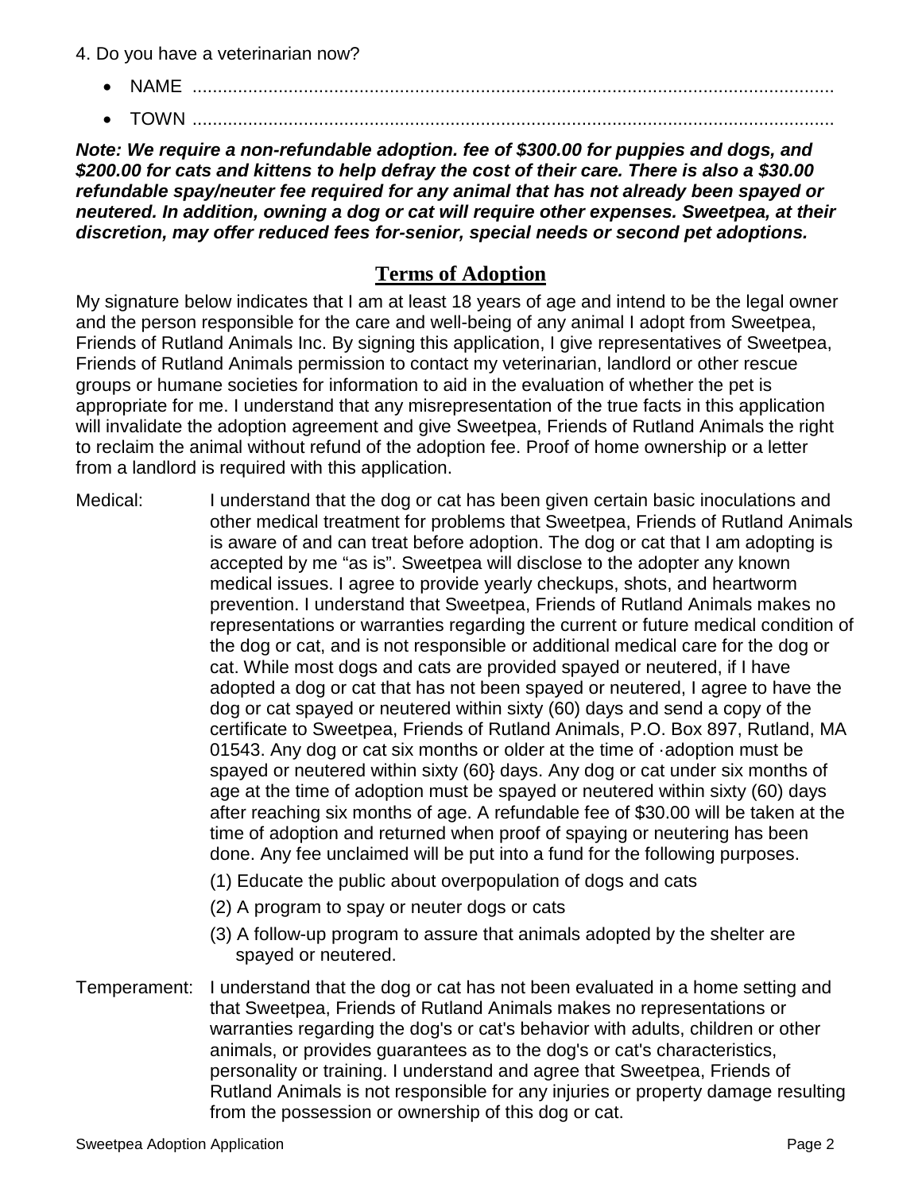4. Do you have a veterinarian now?

- NAME ........................................................................................................................
- TOWN ........................................................................................................................

***Note: We require a non-refundable adoption. fee of $300.00 for puppies and dogs, and $200.00 for cats and kittens to help defray the cost of their care. There is also a $30.00 refundable spay/neuter fee required for any animal that has not already been spayed or neutered. In addition, owning a dog or cat will require other expenses. Sweetpea, at their discretion, may offer reduced fees for-senior, special needs or second pet adoptions.***

## Terms of Adoption

My signature below indicates that I am at least 18 years of age and intend to be the legal owner and the person responsible for the care and well-being of any animal I adopt from Sweetpea, Friends of Rutland Animals Inc. By signing this application, I give representatives of Sweetpea, Friends of Rutland Animals permission to contact my veterinarian, landlord or other rescue groups or humane societies for information to aid in the evaluation of whether the pet is appropriate for me. I understand that any misrepresentation of the true facts in this application will invalidate the adoption agreement and give Sweetpea, Friends of Rutland Animals the right to reclaim the animal without refund of the adoption fee. Proof of home ownership or a letter from a landlord is required with this application.

Medical: I understand that the dog or cat has been given certain basic inoculations and other medical treatment for problems that Sweetpea, Friends of Rutland Animals is aware of and can treat before adoption. The dog or cat that I am adopting is accepted by me "as is". Sweetpea will disclose to the adopter any known medical issues. I agree to provide yearly checkups, shots, and heartworm prevention. I understand that Sweetpea, Friends of Rutland Animals makes no representations or warranties regarding the current or future medical condition of the dog or cat, and is not responsible or additional medical care for the dog or cat. While most dogs and cats are provided spayed or neutered, if I have adopted a dog or cat that has not been spayed or neutered, I agree to have the dog or cat spayed or neutered within sixty (60) days and send a copy of the certificate to Sweetpea, Friends of Rutland Animals, P.O. Box 897, Rutland, MA 01543. Any dog or cat six months or older at the time of ·adoption must be spayed or neutered within sixty (60} days. Any dog or cat under six months of age at the time of adoption must be spayed or neutered within sixty (60) days after reaching six months of age. A refundable fee of $30.00 will be taken at the time of adoption and returned when proof of spaying or neutering has been done. Any fee unclaimed will be put into a fund for the following purposes.

(1) Educate the public about overpopulation of dogs and cats

(2) A program to spay or neuter dogs or cats

(3) A follow-up program to assure that animals adopted by the shelter are spayed or neutered.

Temperament: I understand that the dog or cat has not been evaluated in a home setting and that Sweetpea, Friends of Rutland Animals makes no representations or warranties regarding the dog's or cat's behavior with adults, children or other animals, or provides guarantees as to the dog's or cat's characteristics, personality or training. I understand and agree that Sweetpea, Friends of Rutland Animals is not responsible for any injuries or property damage resulting from the possession or ownership of this dog or cat.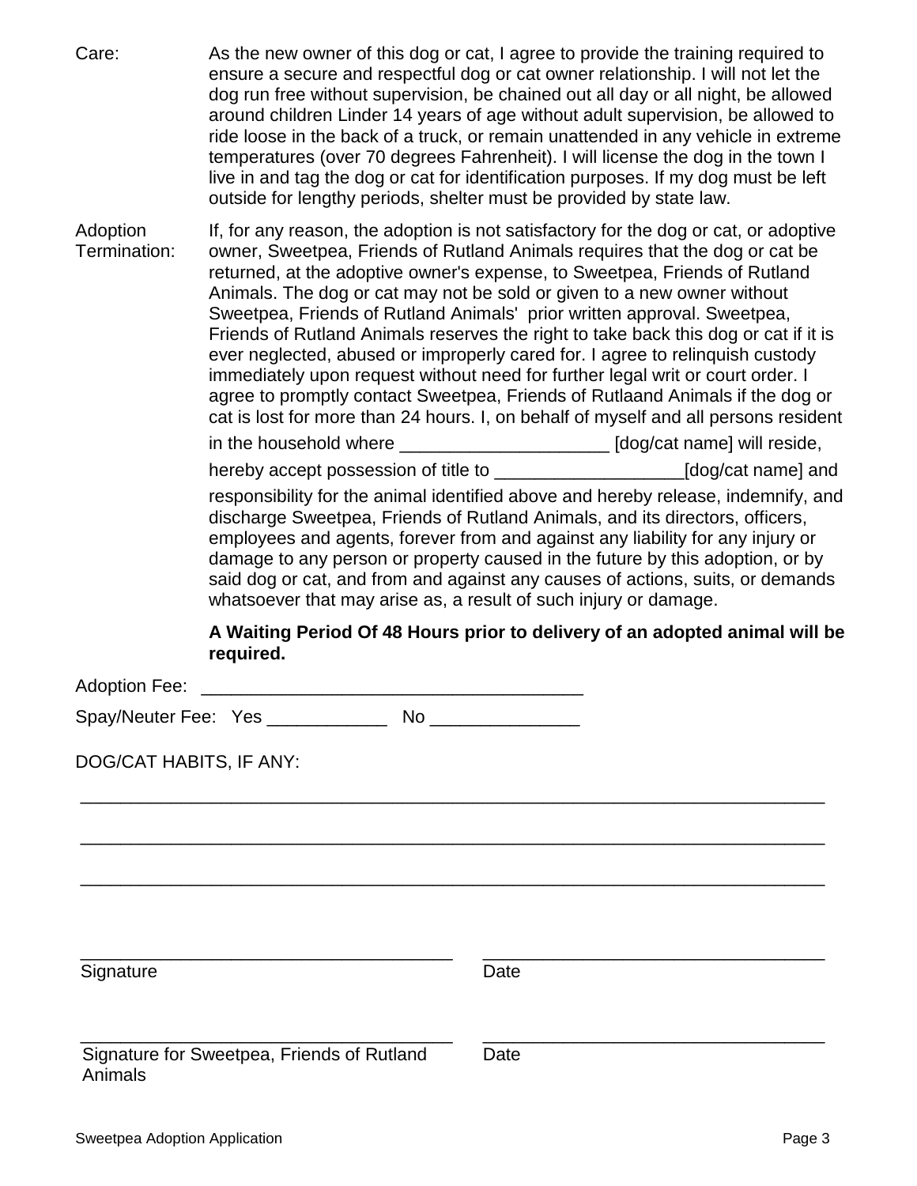**Care:** As the new owner of this dog or cat, I agree to provide the training required to ensure a secure and respectful dog or cat owner relationship. I will not let the dog run free without supervision, be chained out all day or all night, be allowed around children Linder 14 years of age without adult supervision, be allowed to ride loose in the back of a truck, or remain unattended in any vehicle in extreme temperatures (over 70 degrees Fahrenheit). I will license the dog in the town I live in and tag the dog or cat for identification purposes. If my dog must be left outside for lengthy periods, shelter must be provided by state law.

**Adoption Termination:** If, for any reason, the adoption is not satisfactory for the dog or cat, or adoptive owner, Sweetpea, Friends of Rutland Animals requires that the dog or cat be returned, at the adoptive owner's expense, to Sweetpea, Friends of Rutland Animals. The dog or cat may not be sold or given to a new owner without Sweetpea, Friends of Rutland Animals' prior written approval. Sweetpea, Friends of Rutland Animals reserves the right to take back this dog or cat if it is ever neglected, abused or improperly cared for. I agree to relinquish custody immediately upon request without need for further legal writ or court order. I agree to promptly contact Sweetpea, Friends of Rutlaand Animals if the dog or cat is lost for more than 24 hours. I, on behalf of myself and all persons resident in the household where _____________________ [dog/cat name] will reside, hereby accept possession of title to ___________________[dog/cat name] and responsibility for the animal identified above and hereby release, indemnify, and discharge Sweetpea, Friends of Rutland Animals, and its directors, officers, employees and agents, forever from and against any liability for any injury or damage to any person or property caused in the future by this adoption, or by said dog or cat, and from and against any causes of actions, suits, or demands whatsoever that may arise as, a result of such injury or damage.

**A Waiting Period Of 48 Hours prior to delivery of an adopted animal will be required.**

Adoption Fee: ______________________________________

Spay/Neuter Fee: Yes ____________ No _______________

DOG/CAT HABITS, IF ANY:

___________________________________________________________________________

___________________________________________________________________________

___________________________________________________________________________

_____________________________________ _____________________________________
Signature Date

_____________________________________ _____________________________________
Signature for Sweetpea, Friends of Rutland Animals Date